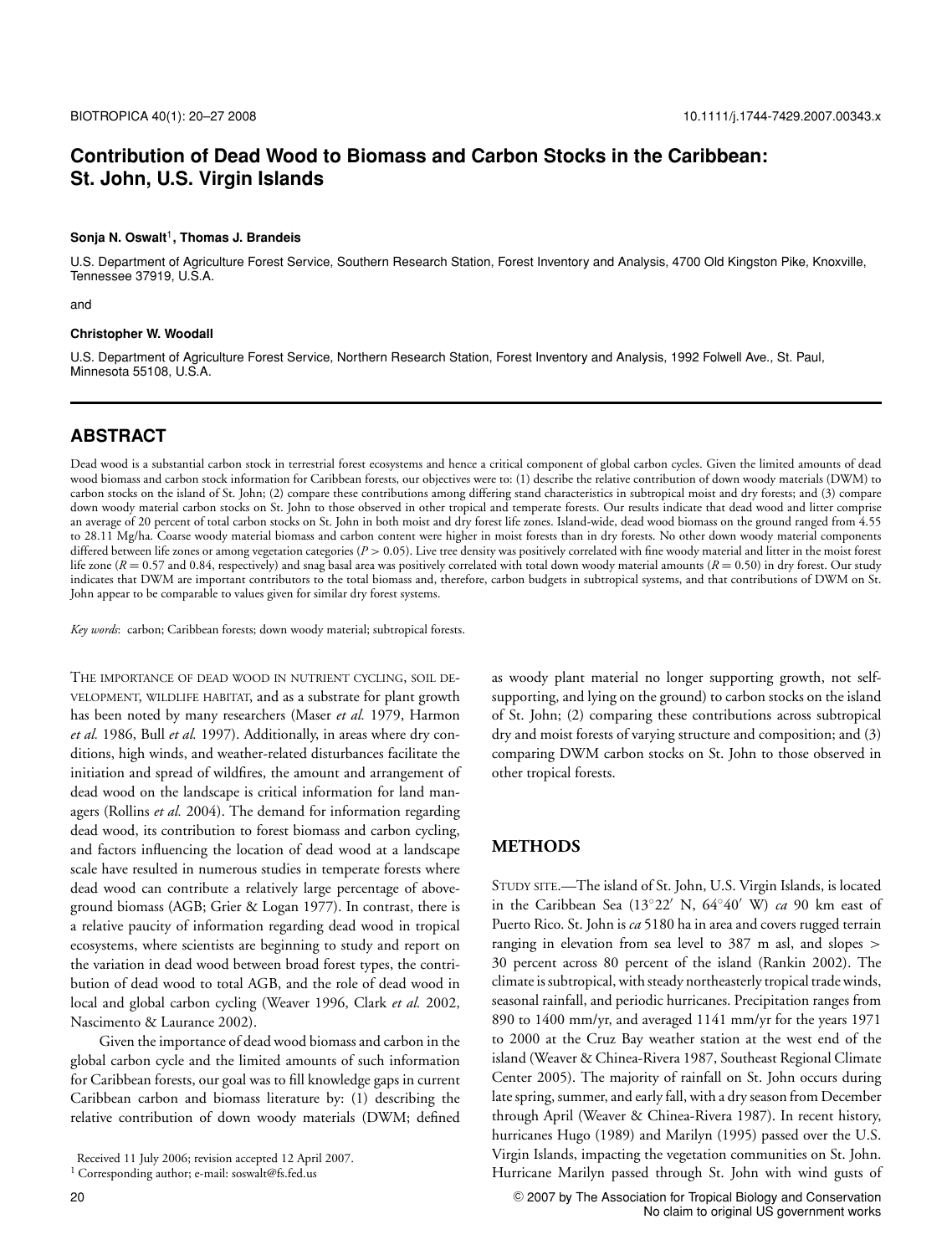# Contribution of Dead Wood to Biomass and Carbon Stocks in the Caribbean: St. John, U.S. Virgin Islands

**Sonja N. Oswalt[1], Thomas J. Brandeis**

U.S. Department of Agriculture Forest Service, Southern Research Station, Forest Inventory and Analysis, 4700 Old Kingston Pike, Knoxville, Tennessee 37919, U.S.A.

and

**Christopher W. Woodall**

U.S. Department of Agriculture Forest Service, Northern Research Station, Forest Inventory and Analysis, 1992 Folwell Ave., St. Paul, Minnesota 55108, U.S.A.

## ABSTRACT

Dead wood is a substantial carbon stock in terrestrial forest ecosystems and hence a critical component of global carbon cycles. Given the limited amounts of dead wood biomass and carbon stock information for Caribbean forests, our objectives were to: (1) describe the relative contribution of down woody materials (DWM) to carbon stocks on the island of St. John; (2) compare these contributions among differing stand characteristics in subtropical moist and dry forests; and (3) compare down woody material carbon stocks on St. John to those observed in other tropical and temperate forests. Our results indicate that dead wood and litter comprise an average of 20 percent of total carbon stocks on St. John in both moist and dry forest life zones. Island-wide, dead wood biomass on the ground ranged from 4.55 to 28.11 Mg/ha. Coarse woody material biomass and carbon content were higher in moist forests than in dry forests. No other down woody material components differed between life zones or among vegetation categories ($P > 0.05$). Live tree density was positively correlated with fine woody material and litter in the moist forest life zone ($R = 0.57$ and 0.84, respectively) and snag basal area was positively correlated with total down woody material amounts ($R = 0.50$) in dry forest. Our study indicates that DWM are important contributors to the total biomass and, therefore, carbon budgets in subtropical systems, and that contributions of DWM on St. John appear to be comparable to values given for similar dry forest systems.

*Key words*: carbon; Caribbean forests; down woody material; subtropical forests.

The importance of dead wood in nutrient cycling, soil development, wildlife habitat, and as a substrate for plant growth has been noted by many researchers (Maser *et al.* 1979, Harmon *et al.* 1986, Bull *et al.* 1997). Additionally, in areas where dry conditions, high winds, and weather-related disturbances facilitate the initiation and spread of wildfires, the amount and arrangement of dead wood on the landscape is critical information for land managers (Rollins *et al.* 2004). The demand for information regarding dead wood, its contribution to forest biomass and carbon cycling, and factors influencing the location of dead wood at a landscape scale have resulted in numerous studies in temperate forests where dead wood can contribute a relatively large percentage of aboveground biomass (AGB; Grier & Logan 1977). In contrast, there is a relative paucity of information regarding dead wood in tropical ecosystems, where scientists are beginning to study and report on the variation in dead wood between broad forest types, the contribution of dead wood to total AGB, and the role of dead wood in local and global carbon cycling (Weaver 1996, Clark *et al.* 2002, Nascimento & Laurance 2002).

Given the importance of dead wood biomass and carbon in the global carbon cycle and the limited amounts of such information for Caribbean forests, our goal was to fill knowledge gaps in current Caribbean carbon and biomass literature by: (1) describing the relative contribution of down woody materials (DWM; defined as woody plant material no longer supporting growth, not self-supporting, and lying on the ground) to carbon stocks on the island of St. John; (2) comparing these contributions across subtropical dry and moist forests of varying structure and composition; and (3) comparing DWM carbon stocks on St. John to those observed in other tropical forests.

## METHODS

Study site.—The island of St. John, U.S. Virgin Islands, is located in the Caribbean Sea (13°22′ N, 64°40′ W) *ca* 90 km east of Puerto Rico. St. John is *ca* 5180 ha in area and covers rugged terrain ranging in elevation from sea level to 387 m asl, and slopes > 30 percent across 80 percent of the island (Rankin 2002). The climate is subtropical, with steady northeasterly tropical trade winds, seasonal rainfall, and periodic hurricanes. Precipitation ranges from 890 to 1400 mm/yr, and averaged 1141 mm/yr for the years 1971 to 2000 at the Cruz Bay weather station at the west end of the island (Weaver & Chinea-Rivera 1987, Southeast Regional Climate Center 2005). The majority of rainfall on St. John occurs during late spring, summer, and early fall, with a dry season from December through April (Weaver & Chinea-Rivera 1987). In recent history, hurricanes Hugo (1989) and Marilyn (1995) passed over the U.S. Virgin Islands, impacting the vegetation communities on St. John. Hurricane Marilyn passed through St. John with wind gusts of

Received 11 July 2006; revision accepted 12 April 2007.

[1] Corresponding author; e-mail: soswalt@fs.fed.us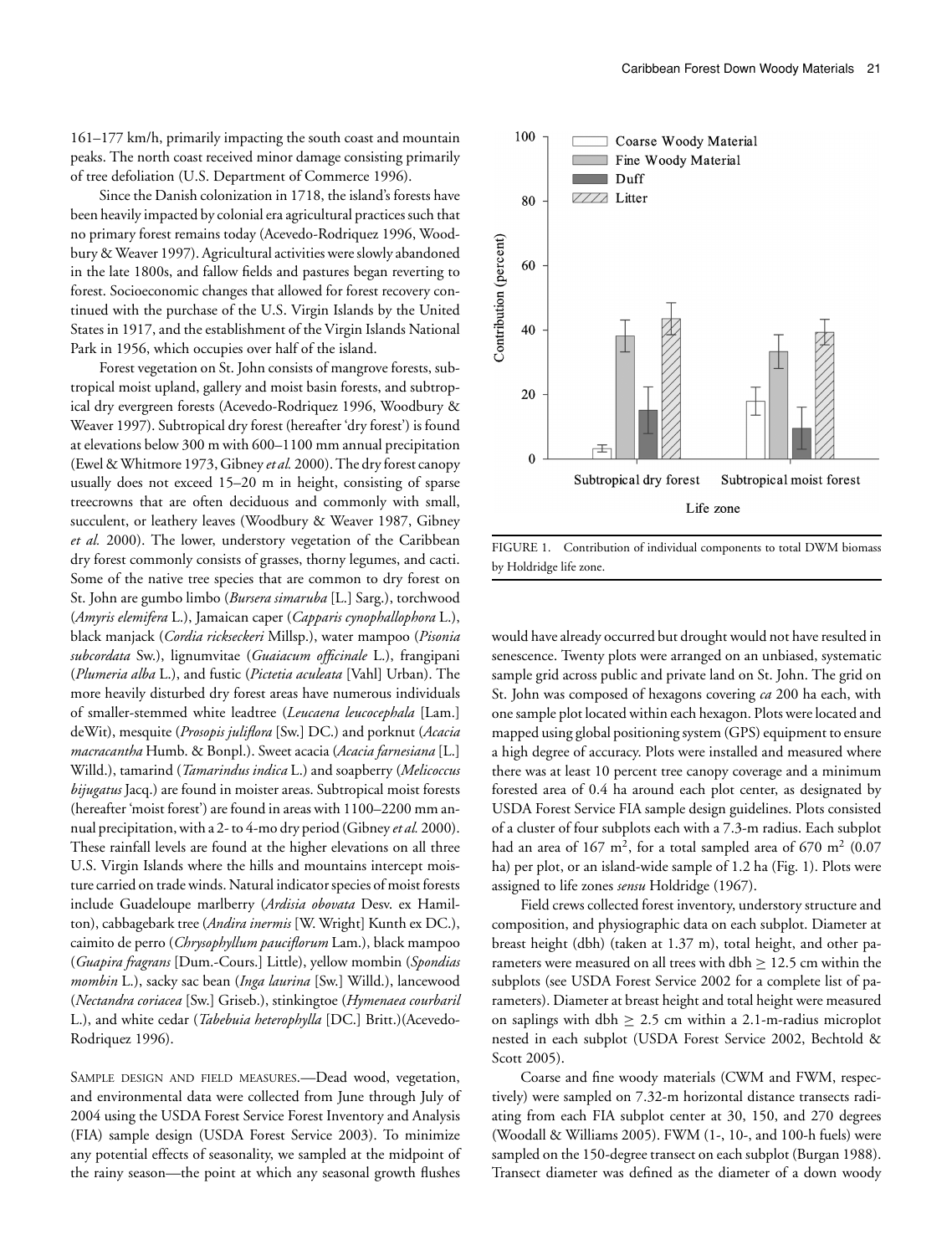161–177 km/h, primarily impacting the south coast and mountain peaks. The north coast received minor damage consisting primarily of tree defoliation (U.S. Department of Commerce 1996).

Since the Danish colonization in 1718, the island's forests have been heavily impacted by colonial era agricultural practices such that no primary forest remains today (Acevedo-Rodriquez 1996, Woodbury & Weaver 1997). Agricultural activities were slowly abandoned in the late 1800s, and fallow fields and pastures began reverting to forest. Socioeconomic changes that allowed for forest recovery continued with the purchase of the U.S. Virgin Islands by the United States in 1917, and the establishment of the Virgin Islands National Park in 1956, which occupies over half of the island.

Forest vegetation on St. John consists of mangrove forests, subtropical moist upland, gallery and moist basin forests, and subtropical dry evergreen forests (Acevedo-Rodriquez 1996, Woodbury & Weaver 1997). Subtropical dry forest (hereafter 'dry forest') is found at elevations below 300 m with 600–1100 mm annual precipitation (Ewel & Whitmore 1973, Gibney *et al.* 2000). The dry forest canopy usually does not exceed 15–20 m in height, consisting of sparse treecrowns that are often deciduous and commonly with small, succulent, or leathery leaves (Woodbury & Weaver 1987, Gibney *et al.* 2000). The lower, understory vegetation of the Caribbean dry forest commonly consists of grasses, thorny legumes, and cacti. Some of the native tree species that are common to dry forest on St. John are gumbo limbo (*Bursera simaruba* [L.] Sarg.), torchwood (*Amyris elemifera* L.), Jamaican caper (*Capparis cynophallophora* L.), black manjack (*Cordia rickseckeri* Millsp.), water mampoo (*Pisonia subcordata* Sw.), lignumvitae (*Guaiacum officinale* L.), frangipani (*Plumeria alba* L.), and fustic (*Pictetia aculeata* [Vahl] Urban). The more heavily disturbed dry forest areas have numerous individuals of smaller-stemmed white leadtree (*Leucaena leucocephala* [Lam.] deWit), mesquite (*Prosopis juliflora* [Sw.] DC.) and porknut (*Acacia macracantha* Humb. & Bonpl.). Sweet acacia (*Acacia farnesiana* [L.] Willd.), tamarind (*Tamarindus indica* L.) and soapberry (*Melicoccus bijugatus* Jacq.) are found in moister areas. Subtropical moist forests (hereafter 'moist forest') are found in areas with 1100–2200 mm annual precipitation, with a 2- to 4-mo dry period (Gibney *et al.* 2000). These rainfall levels are found at the higher elevations on all three U.S. Virgin Islands where the hills and mountains intercept moisture carried on trade winds. Natural indicator species of moist forests include Guadeloupe marlberry (*Ardisia obovata* Desv. ex Hamilton), cabbagebark tree (*Andira inermis* [W. Wright] Kunth ex DC.), caimito de perro (*Chrysophyllum pauciflorum* Lam.), black mampoo (*Guapira fragrans* [Dum.-Cours.] Little), yellow mombin (*Spondias mombin* L.), sacky sac bean (*Inga laurina* [Sw.] Willd.), lancewood (*Nectandra coriacea* [Sw.] Griseb.), stinkingtoe (*Hymenaea courbaril* L.), and white cedar (*Tabebuia heterophylla* [DC.] Britt.)(Acevedo-Rodriquez 1996).

SAMPLE DESIGN AND FIELD MEASURES.—Dead wood, vegetation, and environmental data were collected from June through July of 2004 using the USDA Forest Service Forest Inventory and Analysis (FIA) sample design (USDA Forest Service 2003). To minimize any potential effects of seasonality, we sampled at the midpoint of the rainy season—the point at which any seasonal growth flushes would have already occurred but drought would not have resulted in senescence. Twenty plots were arranged on an unbiased, systematic sample grid across public and private land on St. John. The grid on St. John was composed of hexagons covering *ca* 200 ha each, with one sample plot located within each hexagon. Plots were located and mapped using global positioning system (GPS) equipment to ensure a high degree of accuracy. Plots were installed and measured where there was at least 10 percent tree canopy coverage and a minimum forested area of 0.4 ha around each plot center, as designated by USDA Forest Service FIA sample design guidelines. Plots consisted of a cluster of four subplots each with a 7.3-m radius. Each subplot had an area of 167 m$^2$, for a total sampled area of 670 m$^2$ (0.07 ha) per plot, or an island-wide sample of 1.2 ha (Fig. 1). Plots were assigned to life zones *sensu* Holdridge (1967).

FIGURE 1. Contribution of individual components to total DWM biomass by Holdridge life zone.

Field crews collected forest inventory, understory structure and composition, and physiographic data on each subplot. Diameter at breast height (dbh) (taken at 1.37 m), total height, and other parameters were measured on all trees with dbh $\geq$ 12.5 cm within the subplots (see USDA Forest Service 2002 for a complete list of parameters). Diameter at breast height and total height were measured on saplings with dbh $\geq$ 2.5 cm within a 2.1-m-radius microplot nested in each subplot (USDA Forest Service 2002, Bechtold & Scott 2005).

Coarse and fine woody materials (CWM and FWM, respectively) were sampled on 7.32-m horizontal distance transects radiating from each FIA subplot center at 30, 150, and 270 degrees (Woodall & Williams 2005). FWM (1-, 10-, and 100-h fuels) were sampled on the 150-degree transect on each subplot (Burgan 1988). Transect diameter was defined as the diameter of a down woody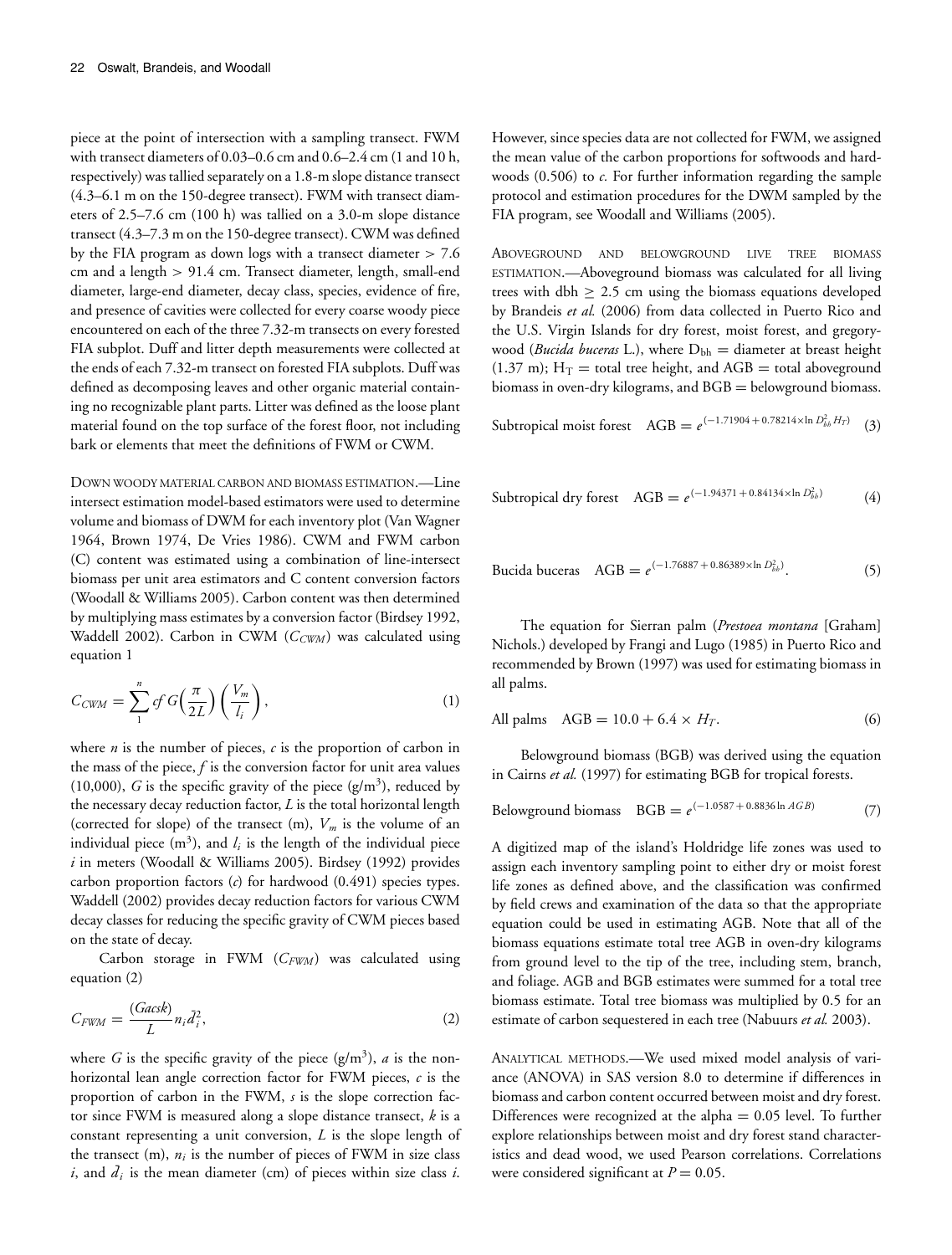piece at the point of intersection with a sampling transect. FWM with transect diameters of 0.03–0.6 cm and 0.6–2.4 cm (1 and 10 h, respectively) was tallied separately on a 1.8-m slope distance transect (4.3–6.1 m on the 150-degree transect). FWM with transect diameters of 2.5–7.6 cm (100 h) was tallied on a 3.0-m slope distance transect (4.3–7.3 m on the 150-degree transect). CWM was defined by the FIA program as down logs with a transect diameter > 7.6 cm and a length > 91.4 cm. Transect diameter, length, small-end diameter, large-end diameter, decay class, species, evidence of fire, and presence of cavities were collected for every coarse woody piece encountered on each of the three 7.32-m transects on every forested FIA subplot. Duff and litter depth measurements were collected at the ends of each 7.32-m transect on forested FIA subplots. Duff was defined as decomposing leaves and other organic material containing no recognizable plant parts. Litter was defined as the loose plant material found on the top surface of the forest floor, not including bark or elements that meet the definitions of FWM or CWM.

DOWN WOODY MATERIAL CARBON AND BIOMASS ESTIMATION.—Line intersect estimation model-based estimators were used to determine volume and biomass of DWM for each inventory plot (Van Wagner 1964, Brown 1974, De Vries 1986). CWM and FWM carbon (C) content was estimated using a combination of line-intersect biomass per unit area estimators and C content conversion factors (Woodall & Williams 2005). Carbon content was then determined by multiplying mass estimates by a conversion factor (Birdsey 1992, Waddell 2002). Carbon in CWM ($C_{CWM}$) was calculated using equation 1

$$C_{CWM} = \sum_{1}^{n} cf\, G\left(\frac{\pi}{2L}\right)\left(\frac{V_m}{l_i}\right), \tag{1}$$

where $n$ is the number of pieces, $c$ is the proportion of carbon in the mass of the piece, $f$ is the conversion factor for unit area values (10,000), $G$ is the specific gravity of the piece (g/m$^3$), reduced by the necessary decay reduction factor, $L$ is the total horizontal length (corrected for slope) of the transect (m), $V_m$ is the volume of an individual piece (m$^3$), and $l_i$ is the length of the individual piece $i$ in meters (Woodall & Williams 2005). Birdsey (1992) provides carbon proportion factors ($c$) for hardwood (0.491) species types. Waddell (2002) provides decay reduction factors for various CWM decay classes for reducing the specific gravity of CWM pieces based on the state of decay.

Carbon storage in FWM ($C_{FWM}$) was calculated using equation (2)

$$C_{FWM} = \frac{(Gacsk)}{L} n_i \bar{d}_i^2, \tag{2}$$

where $G$ is the specific gravity of the piece (g/m$^3$), $a$ is the non-horizontal lean angle correction factor for FWM pieces, $c$ is the proportion of carbon in the FWM, $s$ is the slope correction factor since FWM is measured along a slope distance transect, $k$ is a constant representing a unit conversion, $L$ is the slope length of the transect (m), $n_i$ is the number of pieces of FWM in size class $i$, and $\bar{d}_i$ is the mean diameter (cm) of pieces within size class $i$. However, since species data are not collected for FWM, we assigned the mean value of the carbon proportions for softwoods and hardwoods (0.506) to $c$. For further information regarding the sample protocol and estimation procedures for the DWM sampled by the FIA program, see Woodall and Williams (2005).

ABOVEGROUND AND BELOWGROUND LIVE TREE BIOMASS ESTIMATION.—Aboveground biomass was calculated for all living trees with dbh ≥ 2.5 cm using the biomass equations developed by Brandeis *et al.* (2006) from data collected in Puerto Rico and the U.S. Virgin Islands for dry forest, moist forest, and gregorywood (*Bucida buceras* L.), where $D_{bh}$ = diameter at breast height (1.37 m); $H_T$ = total tree height, and AGB = total aboveground biomass in oven-dry kilograms, and BGB = belowground biomass.

$$\text{Subtropical moist forest} \quad \text{AGB} = e^{(-1.71904 + 0.78214 \times \ln D_{bh}^2 H_T)} \tag{3}$$

$$\text{Subtropical dry forest} \quad \text{AGB} = e^{(-1.94371 + 0.84134 \times \ln D_{bh}^2)} \tag{4}$$

$$\text{Bucida buceras} \quad \text{AGB} = e^{(-1.76887 + 0.86389 \times \ln D_{bh}^2)}. \tag{5}$$

The equation for Sierran palm (*Prestoea montana* [Graham] Nichols.) developed by Frangi and Lugo (1985) in Puerto Rico and recommended by Brown (1997) was used for estimating biomass in all palms.

$$\text{All palms} \quad \text{AGB} = 10.0 + 6.4 \times H_T. \tag{6}$$

Belowground biomass (BGB) was derived using the equation in Cairns *et al.* (1997) for estimating BGB for tropical forests.

$$\text{Belowground biomass} \quad \text{BGB} = e^{(-1.0587 + 0.8836 \ln AGB)} \tag{7}$$

A digitized map of the island's Holdridge life zones was used to assign each inventory sampling point to either dry or moist forest life zones as defined above, and the classification was confirmed by field crews and examination of the data so that the appropriate equation could be used in estimating AGB. Note that all of the biomass equations estimate total tree AGB in oven-dry kilograms from ground level to the tip of the tree, including stem, branch, and foliage. AGB and BGB estimates were summed for a total tree biomass estimate. Total tree biomass was multiplied by 0.5 for an estimate of carbon sequestered in each tree (Nabuurs *et al.* 2003).

ANALYTICAL METHODS.—We used mixed model analysis of variance (ANOVA) in SAS version 8.0 to determine if differences in biomass and carbon content occurred between moist and dry forest. Differences were recognized at the alpha = 0.05 level. To further explore relationships between moist and dry forest stand characteristics and dead wood, we used Pearson correlations. Correlations were considered significant at $P = 0.05$.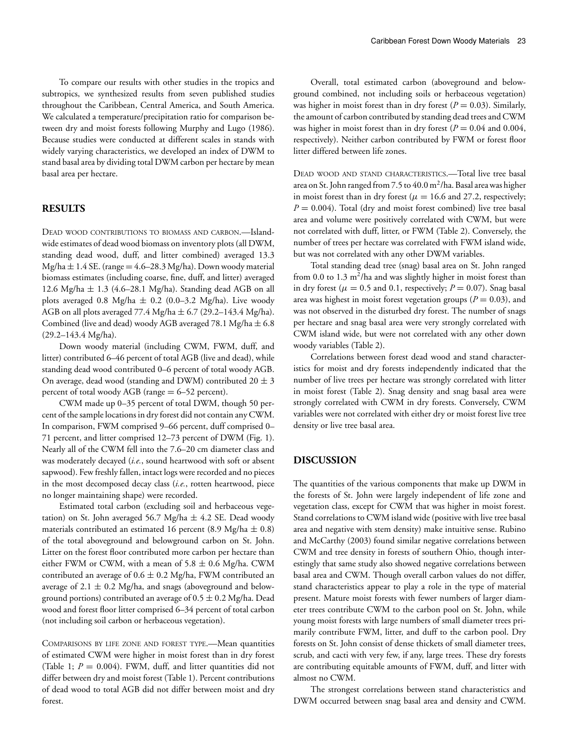To compare our results with other studies in the tropics and subtropics, we synthesized results from seven published studies throughout the Caribbean, Central America, and South America. We calculated a temperature/precipitation ratio for comparison between dry and moist forests following Murphy and Lugo (1986). Because studies were conducted at different scales in stands with widely varying characteristics, we developed an index of DWM to stand basal area by dividing total DWM carbon per hectare by mean basal area per hectare.

## RESULTS

DEAD WOOD CONTRIBUTIONS TO BIOMASS AND CARBON.—Island-wide estimates of dead wood biomass on inventory plots (all DWM, standing dead wood, duff, and litter combined) averaged 13.3 Mg/ha ± 1.4 SE. (range = 4.6–28.3 Mg/ha). Down woody material biomass estimates (including coarse, fine, duff, and litter) averaged 12.6 Mg/ha ± 1.3 (4.6–28.1 Mg/ha). Standing dead AGB on all plots averaged 0.8 Mg/ha ± 0.2 (0.0–3.2 Mg/ha). Live woody AGB on all plots averaged 77.4 Mg/ha ± 6.7 (29.2–143.4 Mg/ha). Combined (live and dead) woody AGB averaged 78.1 Mg/ha ± 6.8 (29.2–143.4 Mg/ha).

Down woody material (including CWM, FWM, duff, and litter) contributed 6–46 percent of total AGB (live and dead), while standing dead wood contributed 0–6 percent of total woody AGB. On average, dead wood (standing and DWM) contributed 20 ± 3 percent of total woody AGB (range = 6–52 percent).

CWM made up 0–35 percent of total DWM, though 50 percent of the sample locations in dry forest did not contain any CWM. In comparison, FWM comprised 9–66 percent, duff comprised 0–71 percent, and litter comprised 12–73 percent of DWM (Fig. 1). Nearly all of the CWM fell into the 7.6–20 cm diameter class and was moderately decayed (*i.e.*, sound heartwood with soft or absent sapwood). Few freshly fallen, intact logs were recorded and no pieces in the most decomposed decay class (*i.e.*, rotten heartwood, piece no longer maintaining shape) were recorded.

Estimated total carbon (excluding soil and herbaceous vegetation) on St. John averaged 56.7 Mg/ha ± 4.2 SE. Dead woody materials contributed an estimated 16 percent (8.9 Mg/ha ± 0.8) of the total aboveground and belowground carbon on St. John. Litter on the forest floor contributed more carbon per hectare than either FWM or CWM, with a mean of 5.8 ± 0.6 Mg/ha. CWM contributed an average of 0.6 ± 0.2 Mg/ha, FWM contributed an average of 2.1 ± 0.2 Mg/ha, and snags (aboveground and belowground portions) contributed an average of 0.5 ± 0.2 Mg/ha. Dead wood and forest floor litter comprised 6–34 percent of total carbon (not including soil carbon or herbaceous vegetation).

COMPARISONS BY LIFE ZONE AND FOREST TYPE.—Mean quantities of estimated CWM were higher in moist forest than in dry forest (Table 1; $P = 0.004$). FWM, duff, and litter quantities did not differ between dry and moist forest (Table 1). Percent contributions of dead wood to total AGB did not differ between moist and dry forest.

Overall, total estimated carbon (aboveground and belowground combined, not including soils or herbaceous vegetation) was higher in moist forest than in dry forest ($P = 0.03$). Similarly, the amount of carbon contributed by standing dead trees and CWM was higher in moist forest than in dry forest ($P = 0.04$ and 0.004, respectively). Neither carbon contributed by FWM or forest floor litter differed between life zones.

DEAD WOOD AND STAND CHARACTERISTICS.—Total live tree basal area on St. John ranged from 7.5 to 40.0 $m^2$/ha. Basal area was higher in moist forest than in dry forest ($\mu = 16.6$ and 27.2, respectively; $P = 0.004$). Total (dry and moist forest combined) live tree basal area and volume were positively correlated with CWM, but were not correlated with duff, litter, or FWM (Table 2). Conversely, the number of trees per hectare was correlated with FWM island wide, but was not correlated with any other DWM variables.

Total standing dead tree (snag) basal area on St. John ranged from 0.0 to 1.3 $m^2$/ha and was slightly higher in moist forest than in dry forest ($\mu = 0.5$ and 0.1, respectively; $P = 0.07$). Snag basal area was highest in moist forest vegetation groups ($P = 0.03$), and was not observed in the disturbed dry forest. The number of snags per hectare and snag basal area were very strongly correlated with CWM island wide, but were not correlated with any other down woody variables (Table 2).

Correlations between forest dead wood and stand characteristics for moist and dry forests independently indicated that the number of live trees per hectare was strongly correlated with litter in moist forest (Table 2). Snag density and snag basal area were strongly correlated with CWM in dry forests. Conversely, CWM variables were not correlated with either dry or moist forest live tree density or live tree basal area.

## DISCUSSION

The quantities of the various components that make up DWM in the forests of St. John were largely independent of life zone and vegetation class, except for CWM that was higher in moist forest. Stand correlations to CWM island wide (positive with live tree basal area and negative with stem density) make intuitive sense. Rubino and McCarthy (2003) found similar negative correlations between CWM and tree density in forests of southern Ohio, though interestingly that same study also showed negative correlations between basal area and CWM. Though overall carbon values do not differ, stand characteristics appear to play a role in the type of material present. Mature moist forests with fewer numbers of larger diameter trees contribute CWM to the carbon pool on St. John, while young moist forests with large numbers of small diameter trees primarily contribute FWM, litter, and duff to the carbon pool. Dry forests on St. John consist of dense thickets of small diameter trees, scrub, and cacti with very few, if any, large trees. These dry forests are contributing equitable amounts of FWM, duff, and litter with almost no CWM.

The strongest correlations between stand characteristics and DWM occurred between snag basal area and density and CWM.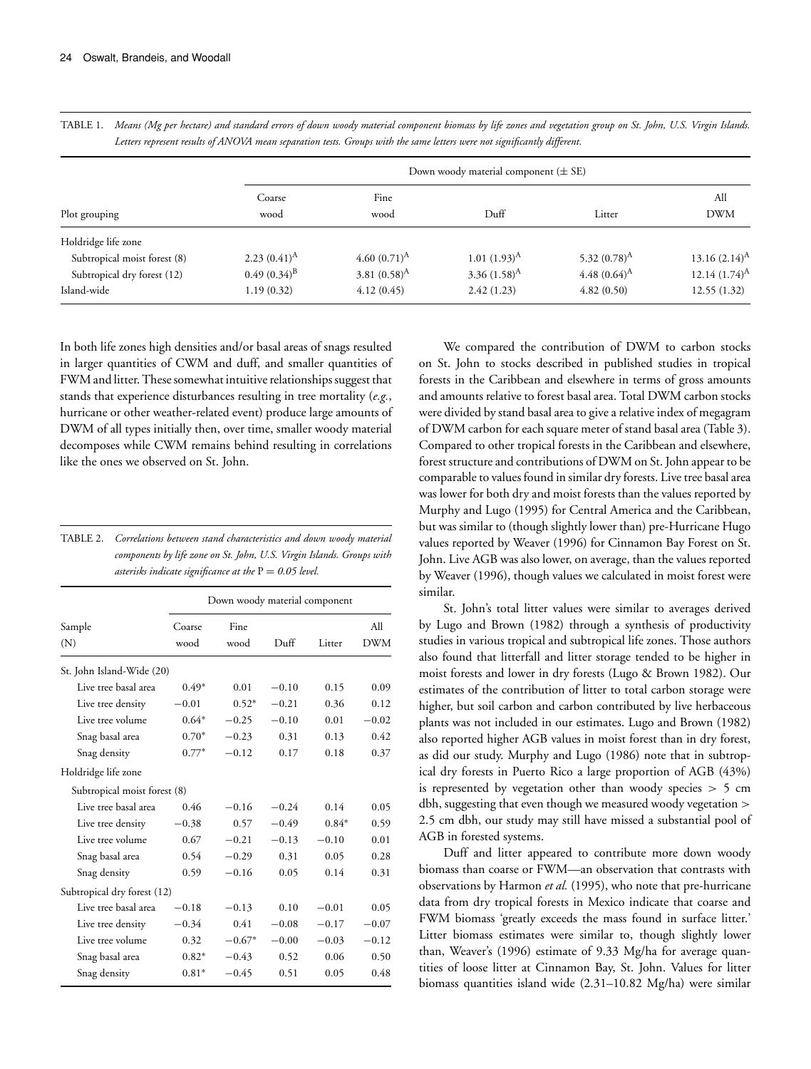TABLE 1. *Means (Mg per hectare) and standard errors of down woody material component biomass by life zones and vegetation group on St. John, U.S. Virgin Islands. Letters represent results of ANOVA mean separation tests. Groups with the same letters were not significantly different.*

| Plot grouping | Down woody material component (± SE) | | | | |
|---|---|---|---|---|---|
| | Coarse wood | Fine wood | Duff | Litter | All DWM |
| Holdridge life zone | | | | | |
| Subtropical moist forest (8) | 2.23 (0.41)$^{A}$ | 4.60 (0.71)$^{A}$ | 1.01 (1.93)$^{A}$ | 5.32 (0.78)$^{A}$ | 13.16 (2.14)$^{A}$ |
| Subtropical dry forest (12) | 0.49 (0.34)$^{B}$ | 3.81 (0.58)$^{A}$ | 3.36 (1.58)$^{A}$ | 4.48 (0.64)$^{A}$ | 12.14 (1.74)$^{A}$ |
| Island-wide | 1.19 (0.32) | 4.12 (0.45) | 2.42 (1.23) | 4.82 (0.50) | 12.55 (1.32) |

In both life zones high densities and/or basal areas of snags resulted in larger quantities of CWM and duff, and smaller quantities of FWM and litter. These somewhat intuitive relationships suggest that stands that experience disturbances resulting in tree mortality (*e.g.*, hurricane or other weather-related event) produce large amounts of DWM of all types initially then, over time, smaller woody material decomposes while CWM remains behind resulting in correlations like the ones we observed on St. John.

TABLE 2. *Correlations between stand characteristics and down woody material components by life zone on St. John, U.S. Virgin Islands. Groups with asterisks indicate significance at the* P = *0.05 level.*

| Sample (N) | Down woody material component | | | | |
|---|---|---|---|---|---|
| | Coarse wood | Fine wood | Duff | Litter | All DWM |
| St. John Island-Wide (20) | | | | | |
| Live tree basal area | 0.49* | 0.01 | −0.10 | 0.15 | 0.09 |
| Live tree density | −0.01 | 0.52* | −0.21 | 0.36 | 0.12 |
| Live tree volume | 0.64* | −0.25 | −0.10 | 0.01 | −0.02 |
| Snag basal area | 0.70* | −0.23 | 0.31 | 0.13 | 0.42 |
| Snag density | 0.77* | −0.12 | 0.17 | 0.18 | 0.37 |
| Holdridge life zone | | | | | |
| Subtropical moist forest (8) | | | | | |
| Live tree basal area | 0.46 | −0.16 | −0.24 | 0.14 | 0.05 |
| Live tree density | −0.38 | 0.57 | −0.49 | 0.84* | 0.59 |
| Live tree volume | 0.67 | −0.21 | −0.13 | −0.10 | 0.01 |
| Snag basal area | 0.54 | −0.29 | 0.31 | 0.05 | 0.28 |
| Snag density | 0.59 | −0.16 | 0.05 | 0.14 | 0.31 |
| Subtropical dry forest (12) | | | | | |
| Live tree basal area | −0.18 | −0.13 | 0.10 | −0.01 | 0.05 |
| Live tree density | −0.34 | 0.41 | −0.08 | −0.17 | −0.07 |
| Live tree volume | 0.32 | −0.67* | −0.00 | −0.03 | −0.12 |
| Snag basal area | 0.82* | −0.43 | 0.52 | 0.06 | 0.50 |
| Snag density | 0.81* | −0.45 | 0.51 | 0.05 | 0.48 |

We compared the contribution of DWM to carbon stocks on St. John to stocks described in published studies in tropical forests in the Caribbean and elsewhere in terms of gross amounts and amounts relative to forest basal area. Total DWM carbon stocks were divided by stand basal area to give a relative index of megagram of DWM carbon for each square meter of stand basal area (Table 3). Compared to other tropical forests in the Caribbean and elsewhere, forest structure and contributions of DWM on St. John appear to be comparable to values found in similar dry forests. Live tree basal area was lower for both dry and moist forests than the values reported by Murphy and Lugo (1995) for Central America and the Caribbean, but was similar to (though slightly lower than) pre-Hurricane Hugo values reported by Weaver (1996) for Cinnamon Bay Forest on St. John. Live AGB was also lower, on average, than the values reported by Weaver (1996), though values we calculated in moist forest were similar.

St. John's total litter values were similar to averages derived by Lugo and Brown (1982) through a synthesis of productivity studies in various tropical and subtropical life zones. Those authors also found that litterfall and litter storage tended to be higher in moist forests and lower in dry forests (Lugo & Brown 1982). Our estimates of the contribution of litter to total carbon storage were higher, but soil carbon and carbon contributed by live herbaceous plants was not included in our estimates. Lugo and Brown (1982) also reported higher AGB values in moist forest than in dry forest, as did our study. Murphy and Lugo (1986) note that in subtropical dry forests in Puerto Rico a large proportion of AGB (43%) is represented by vegetation other than woody species > 5 cm dbh, suggesting that even though we measured woody vegetation > 2.5 cm dbh, our study may still have missed a substantial pool of AGB in forested systems.

Duff and litter appeared to contribute more down woody biomass than coarse or FWM—an observation that contrasts with observations by Harmon *et al.* (1995), who note that pre-hurricane data from dry tropical forests in Mexico indicate that coarse and FWM biomass 'greatly exceeds the mass found in surface litter.' Litter biomass estimates were similar to, though slightly lower than, Weaver's (1996) estimate of 9.33 Mg/ha for average quantities of loose litter at Cinnamon Bay, St. John. Values for litter biomass quantities island wide (2.31–10.82 Mg/ha) were similar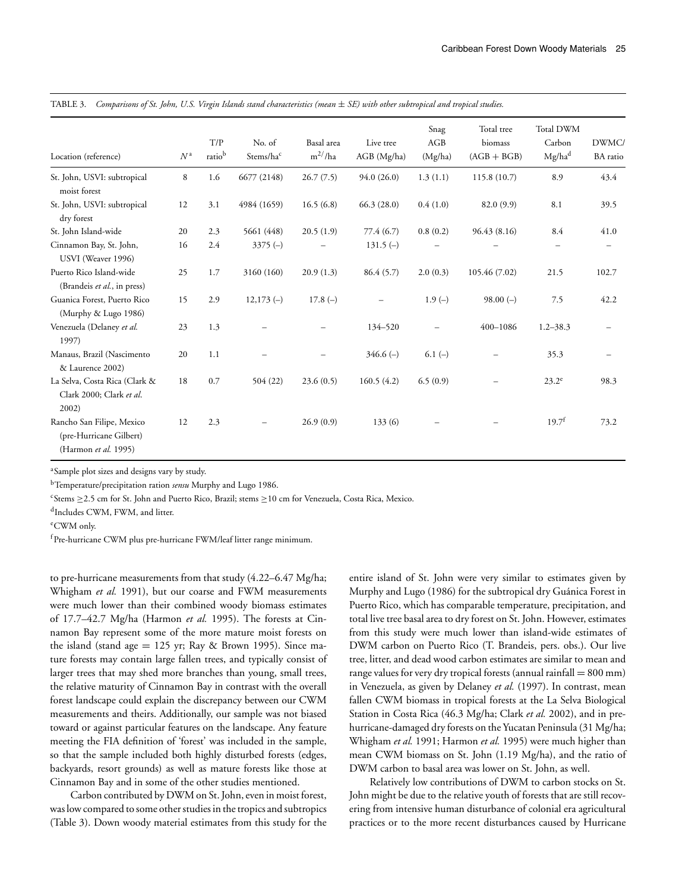TABLE 3. *Comparisons of St. John, U.S. Virgin Islands stand characteristics (mean ± SE) with other subtropical and tropical studies.*

| Location (reference) | $N$[a] | T/P ratio[b] | No. of Stems/ha[c] | Basal area m[2]/ha | Live tree AGB (Mg/ha) | Snag AGB (Mg/ha) | Total tree biomass (AGB + BGB) | Total DWM Carbon Mg/ha[d] | DWMC/ BA ratio |
|---|---|---|---|---|---|---|---|---|---|
| St. John, USVI: subtropical moist forest | 8 | 1.6 | 6677 (2148) | 26.7 (7.5) | 94.0 (26.0) | 1.3 (1.1) | 115.8 (10.7) | 8.9 | 43.4 |
| St. John, USVI: subtropical dry forest | 12 | 3.1 | 4984 (1659) | 16.5 (6.8) | 66.3 (28.0) | 0.4 (1.0) | 82.0 (9.9) | 8.1 | 39.5 |
| St. John Island-wide | 20 | 2.3 | 5661 (448) | 20.5 (1.9) | 77.4 (6.7) | 0.8 (0.2) | 96.43 (8.16) | 8.4 | 41.0 |
| Cinnamon Bay, St. John, USVI (Weaver 1996) | 16 | 2.4 | 3375 (–) | – | 131.5 (–) | – | – | – | – |
| Puerto Rico Island-wide (Brandeis *et al.*, in press) | 25 | 1.7 | 3160 (160) | 20.9 (1.3) | 86.4 (5.7) | 2.0 (0.3) | 105.46 (7.02) | 21.5 | 102.7 |
| Guanica Forest, Puerto Rico (Murphy & Lugo 1986) | 15 | 2.9 | 12,173 (–) | 17.8 (–) | – | 1.9 (–) | 98.00 (–) | 7.5 | 42.2 |
| Venezuela (Delaney *et al.* 1997) | 23 | 1.3 | – | – | 134–520 | – | 400–1086 | 1.2–38.3 | – |
| Manaus, Brazil (Nascimento & Laurence 2002) | 20 | 1.1 | – | – | 346.6 (–) | 6.1 (–) | – | 35.3 | – |
| La Selva, Costa Rica (Clark & Clark 2000; Clark *et al.* 2002) | 18 | 0.7 | 504 (22) | 23.6 (0.5) | 160.5 (4.2) | 6.5 (0.9) | – | 23.2[e] | 98.3 |
| Rancho San Filipe, Mexico (pre-Hurricane Gilbert) (Harmon *et al.* 1995) | 12 | 2.3 | – | 26.9 (0.9) | 133 (6) | – | – | 19.7[f] | 73.2 |

[a]Sample plot sizes and designs vary by study.

[b]Temperature/precipitation ration *sensu* Murphy and Lugo 1986.

[c]Stems ≥2.5 cm for St. John and Puerto Rico, Brazil; stems ≥10 cm for Venezuela, Costa Rica, Mexico.

[d]Includes CWM, FWM, and litter.

[e]CWM only.

[f]Pre-hurricane CWM plus pre-hurricane FWM/leaf litter range minimum.

to pre-hurricane measurements from that study (4.22–6.47 Mg/ha; Whigham *et al.* 1991), but our coarse and FWM measurements were much lower than their combined woody biomass estimates of 17.7–42.7 Mg/ha (Harmon *et al.* 1995). The forests at Cinnamon Bay represent some of the more mature moist forests on the island (stand age = 125 yr; Ray & Brown 1995). Since mature forests may contain large fallen trees, and typically consist of larger trees that may shed more branches than young, small trees, the relative maturity of Cinnamon Bay in contrast with the overall forest landscape could explain the discrepancy between our CWM measurements and theirs. Additionally, our sample was not biased toward or against particular features on the landscape. Any feature meeting the FIA definition of 'forest' was included in the sample, so that the sample included both highly disturbed forests (edges, backyards, resort grounds) as well as mature forests like those at Cinnamon Bay and in some of the other studies mentioned.

Carbon contributed by DWM on St. John, even in moist forest, was low compared to some other studies in the tropics and subtropics (Table 3). Down woody material estimates from this study for the entire island of St. John were very similar to estimates given by Murphy and Lugo (1986) for the subtropical dry Guánica Forest in Puerto Rico, which has comparable temperature, precipitation, and total live tree basal area to dry forest on St. John. However, estimates from this study were much lower than island-wide estimates of DWM carbon on Puerto Rico (T. Brandeis, pers. obs.). Our live tree, litter, and dead wood carbon estimates are similar to mean and range values for very dry tropical forests (annual rainfall = 800 mm) in Venezuela, as given by Delaney *et al.* (1997). In contrast, mean fallen CWM biomass in tropical forests at the La Selva Biological Station in Costa Rica (46.3 Mg/ha; Clark *et al.* 2002), and in pre-hurricane-damaged dry forests on the Yucatan Peninsula (31 Mg/ha; Whigham *et al.* 1991; Harmon *et al.* 1995) were much higher than mean CWM biomass on St. John (1.19 Mg/ha), and the ratio of DWM carbon to basal area was lower on St. John, as well.

Relatively low contributions of DWM to carbon stocks on St. John might be due to the relative youth of forests that are still recovering from intensive human disturbance of colonial era agricultural practices or to the more recent disturbances caused by Hurricane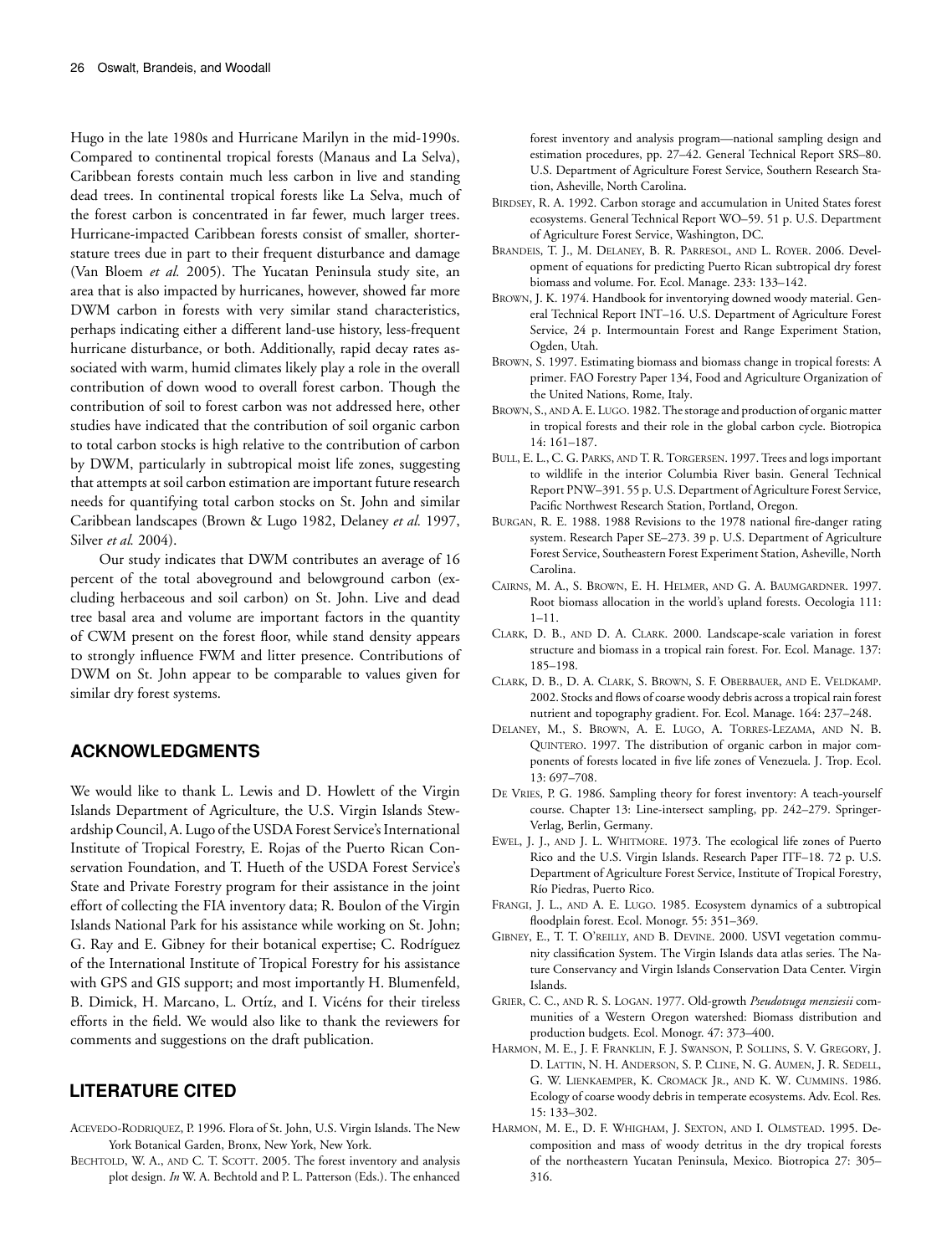Hugo in the late 1980s and Hurricane Marilyn in the mid-1990s. Compared to continental tropical forests (Manaus and La Selva), Caribbean forests contain much less carbon in live and standing dead trees. In continental tropical forests like La Selva, much of the forest carbon is concentrated in far fewer, much larger trees. Hurricane-impacted Caribbean forests consist of smaller, shorter-stature trees due in part to their frequent disturbance and damage (Van Bloem *et al.* 2005). The Yucatan Peninsula study site, an area that is also impacted by hurricanes, however, showed far more DWM carbon in forests with very similar stand characteristics, perhaps indicating either a different land-use history, less-frequent hurricane disturbance, or both. Additionally, rapid decay rates associated with warm, humid climates likely play a role in the overall contribution of down wood to overall forest carbon. Though the contribution of soil to forest carbon was not addressed here, other studies have indicated that the contribution of soil organic carbon to total carbon stocks is high relative to the contribution of carbon by DWM, particularly in subtropical moist life zones, suggesting that attempts at soil carbon estimation are important future research needs for quantifying total carbon stocks on St. John and similar Caribbean landscapes (Brown & Lugo 1982, Delaney *et al.* 1997, Silver *et al.* 2004).

Our study indicates that DWM contributes an average of 16 percent of the total aboveground and belowground carbon (excluding herbaceous and soil carbon) on St. John. Live and dead tree basal area and volume are important factors in the quantity of CWM present on the forest floor, while stand density appears to strongly influence FWM and litter presence. Contributions of DWM on St. John appear to be comparable to values given for similar dry forest systems.

## ACKNOWLEDGMENTS

We would like to thank L. Lewis and D. Howlett of the Virgin Islands Department of Agriculture, the U.S. Virgin Islands Stewardship Council, A. Lugo of the USDA Forest Service's International Institute of Tropical Forestry, E. Rojas of the Puerto Rican Conservation Foundation, and T. Hueth of the USDA Forest Service's State and Private Forestry program for their assistance in the joint effort of collecting the FIA inventory data; R. Boulon of the Virgin Islands National Park for his assistance while working on St. John; G. Ray and E. Gibney for their botanical expertise; C. Rodríguez of the International Institute of Tropical Forestry for his assistance with GPS and GIS support; and most importantly H. Blumenfeld, B. Dimick, H. Marcano, L. Ortíz, and I. Vicéns for their tireless efforts in the field. We would also like to thank the reviewers for comments and suggestions on the draft publication.

## LITERATURE CITED

Acevedo-Rodriquez, P. 1996. Flora of St. John, U.S. Virgin Islands. The New York Botanical Garden, Bronx, New York, New York.

Bechtold, W. A., and C. T. Scott. 2005. The forest inventory and analysis plot design. *In* W. A. Bechtold and P. L. Patterson (Eds.). The enhanced forest inventory and analysis program—national sampling design and estimation procedures, pp. 27–42. General Technical Report SRS–80. U.S. Department of Agriculture Forest Service, Southern Research Station, Asheville, North Carolina.

Birdsey, R. A. 1992. Carbon storage and accumulation in United States forest ecosystems. General Technical Report WO–59. 51 p. U.S. Department of Agriculture Forest Service, Washington, DC.

Brandeis, T. J., M. Delaney, B. R. Parresol, and L. Royer. 2006. Development of equations for predicting Puerto Rican subtropical dry forest biomass and volume. For. Ecol. Manage. 233: 133–142.

Brown, J. K. 1974. Handbook for inventorying downed woody material. General Technical Report INT–16. U.S. Department of Agriculture Forest Service, 24 p. Intermountain Forest and Range Experiment Station, Ogden, Utah.

Brown, S. 1997. Estimating biomass and biomass change in tropical forests: A primer. FAO Forestry Paper 134, Food and Agriculture Organization of the United Nations, Rome, Italy.

Brown, S., and A. E. Lugo. 1982. The storage and production of organic matter in tropical forests and their role in the global carbon cycle. Biotropica 14: 161–187.

Bull, E. L., C. G. Parks, and T. R. Torgersen. 1997. Trees and logs important to wildlife in the interior Columbia River basin. General Technical Report PNW–391. 55 p. U.S. Department of Agriculture Forest Service, Pacific Northwest Research Station, Portland, Oregon.

Burgan, R. E. 1988. 1988 Revisions to the 1978 national fire-danger rating system. Research Paper SE–273. 39 p. U.S. Department of Agriculture Forest Service, Southeastern Forest Experiment Station, Asheville, North Carolina.

Cairns, M. A., S. Brown, E. H. Helmer, and G. A. Baumgardner. 1997. Root biomass allocation in the world's upland forests. Oecologia 111: 1–11.

Clark, D. B., and D. A. Clark. 2000. Landscape-scale variation in forest structure and biomass in a tropical rain forest. For. Ecol. Manage. 137: 185–198.

Clark, D. B., D. A. Clark, S. Brown, S. F. Oberbauer, and E. Veldkamp. 2002. Stocks and flows of coarse woody debris across a tropical rain forest nutrient and topography gradient. For. Ecol. Manage. 164: 237–248.

Delaney, M., S. Brown, A. E. Lugo, A. Torres-Lezama, and N. B. Quintero. 1997. The distribution of organic carbon in major components of forests located in five life zones of Venezuela. J. Trop. Ecol. 13: 697–708.

De Vries, P. G. 1986. Sampling theory for forest inventory: A teach-yourself course. Chapter 13: Line-intersect sampling, pp. 242–279. Springer-Verlag, Berlin, Germany.

Ewel, J. J., and J. L. Whitmore. 1973. The ecological life zones of Puerto Rico and the U.S. Virgin Islands. Research Paper ITF–18. 72 p. U.S. Department of Agriculture Forest Service, Institute of Tropical Forestry, Río Piedras, Puerto Rico.

Frangi, J. L., and A. E. Lugo. 1985. Ecosystem dynamics of a subtropical floodplain forest. Ecol. Monogr. 55: 351–369.

Gibney, E., T. T. O'reilly, and B. Devine. 2000. USVI vegetation community classification System. The Virgin Islands data atlas series. The Nature Conservancy and Virgin Islands Conservation Data Center. Virgin Islands.

Grier, C. C., and R. S. Logan. 1977. Old-growth *Pseudotsuga menziesii* communities of a Western Oregon watershed: Biomass distribution and production budgets. Ecol. Monogr. 47: 373–400.

Harmon, M. E., J. F. Franklin, F. J. Swanson, P. Sollins, S. V. Gregory, J. D. Lattin, N. H. Anderson, S. P. Cline, N. G. Aumen, J. R. Sedell, G. W. Lienkaemper, K. Cromack Jr., and K. W. Cummins. 1986. Ecology of coarse woody debris in temperate ecosystems. Adv. Ecol. Res. 15: 133–302.

Harmon, M. E., D. F. Whigham, J. Sexton, and I. Olmstead. 1995. Decomposition and mass of woody detritus in the dry tropical forests of the northeastern Yucatan Peninsula, Mexico. Biotropica 27: 305–316.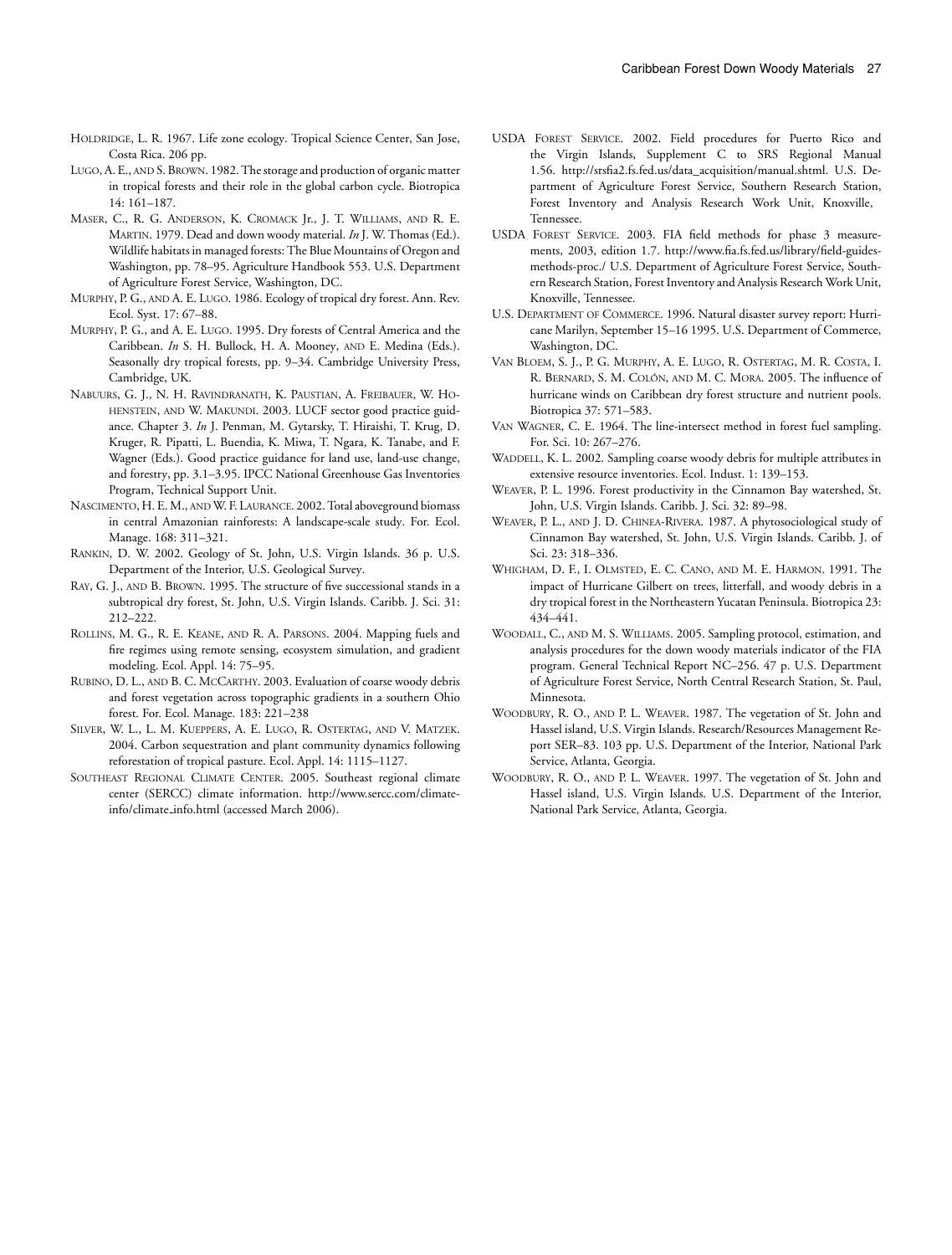HOLDRIDGE, L. R. 1967. Life zone ecology. Tropical Science Center, San Jose, Costa Rica. 206 pp.

LUGO, A. E., AND S. BROWN. 1982. The storage and production of organic matter in tropical forests and their role in the global carbon cycle. Biotropica 14: 161–187.

MASER, C., R. G. ANDERSON, K. CROMACK Jr., J. T. WILLIAMS, AND R. E. MARTIN. 1979. Dead and down woody material. *In* J. W. Thomas (Ed.). Wildlife habitats in managed forests: The Blue Mountains of Oregon and Washington, pp. 78–95. Agriculture Handbook 553. U.S. Department of Agriculture Forest Service, Washington, DC.

MURPHY, P. G., AND A. E. LUGO. 1986. Ecology of tropical dry forest. Ann. Rev. Ecol. Syst. 17: 67–88.

MURPHY, P. G., and A. E. LUGO. 1995. Dry forests of Central America and the Caribbean. *In* S. H. Bullock, H. A. Mooney, AND E. Medina (Eds.). Seasonally dry tropical forests, pp. 9–34. Cambridge University Press, Cambridge, UK.

NABUURS, G. J., N. H. RAVINDRANATH, K. PAUSTIAN, A. FREIBAUER, W. HOHENSTEIN, AND W. MAKUNDI. 2003. LUCF sector good practice guidance. Chapter 3. *In* J. Penman, M. Gytarsky, T. Hiraishi, T. Krug, D. Kruger, R. Pipatti, L. Buendia, K. Miwa, T. Ngara, K. Tanabe, and F. Wagner (Eds.). Good practice guidance for land use, land-use change, and forestry, pp. 3.1–3.95. IPCC National Greenhouse Gas Inventories Program, Technical Support Unit.

NASCIMENTO, H. E. M., AND W. F. LAURANCE. 2002. Total aboveground biomass in central Amazonian rainforests: A landscape-scale study. For. Ecol. Manage. 168: 311–321.

RANKIN, D. W. 2002. Geology of St. John, U.S. Virgin Islands. 36 p. U.S. Department of the Interior, U.S. Geological Survey.

RAY, G. J., AND B. BROWN. 1995. The structure of five successional stands in a subtropical dry forest, St. John, U.S. Virgin Islands. Caribb. J. Sci. 31: 212–222.

ROLLINS, M. G., R. E. KEANE, AND R. A. PARSONS. 2004. Mapping fuels and fire regimes using remote sensing, ecosystem simulation, and gradient modeling. Ecol. Appl. 14: 75–95.

RUBINO, D. L., AND B. C. MCCARTHY. 2003. Evaluation of coarse woody debris and forest vegetation across topographic gradients in a southern Ohio forest. For. Ecol. Manage. 183: 221–238

SILVER, W. L., L. M. KUEPPERS, A. E. LUGO, R. OSTERTAG, AND V. MATZEK. 2004. Carbon sequestration and plant community dynamics following reforestation of tropical pasture. Ecol. Appl. 14: 1115–1127.

SOUTHEAST REGIONAL CLIMATE CENTER. 2005. Southeast regional climate center (SERCC) climate information. http://www.sercc.com/climateinfo/climate_info.html (accessed March 2006).

USDA FOREST SERVICE. 2002. Field procedures for Puerto Rico and the Virgin Islands, Supplement C to SRS Regional Manual 1.56. http://srsfia2.fs.fed.us/data_acquisition/manual.shtml. U.S. Department of Agriculture Forest Service, Southern Research Station, Forest Inventory and Analysis Research Work Unit, Knoxville, Tennessee.

USDA FOREST SERVICE. 2003. FIA field methods for phase 3 measurements, 2003, edition 1.7. http://www.fia.fs.fed.us/library/field-guides-methods-proc./ U.S. Department of Agriculture Forest Service, Southern Research Station, Forest Inventory and Analysis Research Work Unit, Knoxville, Tennessee.

U.S. DEPARTMENT OF COMMERCE. 1996. Natural disaster survey report: Hurricane Marilyn, September 15–16 1995. U.S. Department of Commerce, Washington, DC.

VAN BLOEM, S. J., P. G. MURPHY, A. E. LUGO, R. OSTERTAG, M. R. COSTA, I. R. BERNARD, S. M. COLÓN, AND M. C. MORA. 2005. The influence of hurricane winds on Caribbean dry forest structure and nutrient pools. Biotropica 37: 571–583.

VAN WAGNER, C. E. 1964. The line-intersect method in forest fuel sampling. For. Sci. 10: 267–276.

WADDELL, K. L. 2002. Sampling coarse woody debris for multiple attributes in extensive resource inventories. Ecol. Indust. 1: 139–153.

WEAVER, P. L. 1996. Forest productivity in the Cinnamon Bay watershed, St. John, U.S. Virgin Islands. Caribb. J. Sci. 32: 89–98.

WEAVER, P. L., AND J. D. CHINEA-RIVERA. 1987. A phytosociological study of Cinnamon Bay watershed, St. John, U.S. Virgin Islands. Caribb. J. of Sci. 23: 318–336.

WHIGHAM, D. F., I. OLMSTED, E. C. CANO, AND M. E. HARMON. 1991. The impact of Hurricane Gilbert on trees, litterfall, and woody debris in a dry tropical forest in the Northeastern Yucatan Peninsula. Biotropica 23: 434–441.

WOODALL, C., AND M. S. WILLIAMS. 2005. Sampling protocol, estimation, and analysis procedures for the down woody materials indicator of the FIA program. General Technical Report NC–256. 47 p. U.S. Department of Agriculture Forest Service, North Central Research Station, St. Paul, Minnesota.

WOODBURY, R. O., AND P. L. WEAVER. 1987. The vegetation of St. John and Hassel island, U.S. Virgin Islands. Research/Resources Management Report SER–83. 103 pp. U.S. Department of the Interior, National Park Service, Atlanta, Georgia.

WOODBURY, R. O., AND P. L. WEAVER. 1997. The vegetation of St. John and Hassel island, U.S. Virgin Islands. U.S. Department of the Interior, National Park Service, Atlanta, Georgia.